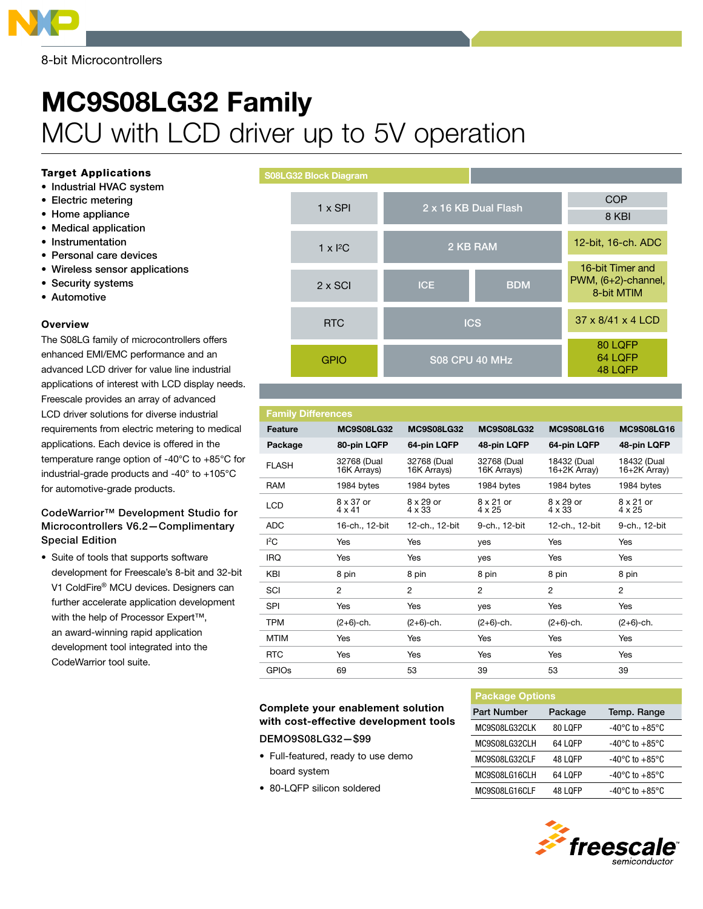8-bit Microcontrollers

# MC9S08LG32 Family

## MCU with LCD driver up to 5V operation

### Target Applications

- Industrial HVAC system
- Electric metering
- Home appliance
- Medical application
- Instrumentation
- Personal care devices
- Wireless sensor applications
- Security systems
- Automotive

### Overview

The S08LG family of microcontrollers offers enhanced EMI/EMC performance and an advanced LCD driver for value line industrial applications of interest with LCD display needs. Freescale provides an array of advanced LCD driver solutions for diverse industrial requirements from electric metering to medical applications. Each device is offered in the temperature range option of -40°C to +85°C for industrial-grade products and -40° to +105°C for automotive-grade products.

### CodeWarrior™ Development Studio for Microcontrollers V6.2—Complimentary Special Edition

- Suite of tools that supports software development for Freescale's 8-bit and 32-bit V1 ColdFire® MCU devices. Designers can further accelerate application development with the help of Processor Expert™, an award-winning rapid application development tool integrated into the CodeWarrior tool suite.

### S08LG32 Block Diagram

- 1 x SPI
- 2 x 16 KB Dual Flash
- COP
- 8 KBI
- 1 x I²C
- 2 KB RAM
- 12-bit, 16-ch. ADC
- 2 x SCI
- ICE
- BDM
- 16-bit Timer and PWM, (6+2)-channel, 8-bit MTIM
- RTC
- ICS
- 37 x 8/41 x 4 LCD
- GPIO
- S08 CPU 40 MHz
- 80 LQFP, 64 LQFP, 48 LQFP

### Family Differences

| Feature | MC9S08LG32 | MC9S08LG32 | MC9S08LG32 | MC9S08LG16 | MC9S08LG16 |
|---|---|---|---|---|---|
| Package | 80-pin LQFP | 64-pin LQFP | 48-pin LQFP | 64-pin LQFP | 48-pin LQFP |
| FLASH | 32768 (Dual 16K Arrays) | 32768 (Dual 16K Arrays) | 32768 (Dual 16K Arrays) | 18432 (Dual 16+2K Array) | 18432 (Dual 16+2K Array) |
| RAM | 1984 bytes | 1984 bytes | 1984 bytes | 1984 bytes | 1984 bytes |
| LCD | 8 x 37 or 4 x 41 | 8 x 29 or 4 x 33 | 8 x 21 or 4 x 25 | 8 x 29 or 4 x 33 | 8 x 21 or 4 x 25 |
| ADC | 16-ch., 12-bit | 12-ch., 12-bit | 9-ch., 12-bit | 12-ch., 12-bit | 9-ch., 12-bit |
| I²C | Yes | Yes | yes | Yes | Yes |
| IRQ | Yes | Yes | yes | Yes | Yes |
| KBI | 8 pin | 8 pin | 8 pin | 8 pin | 8 pin |
| SCI | 2 | 2 | 2 | 2 | 2 |
| SPI | Yes | Yes | yes | Yes | Yes |
| TPM | (2+6)-ch. | (2+6)-ch. | (2+6)-ch. | (2+6)-ch. | (2+6)-ch. |
| MTIM | Yes | Yes | Yes | Yes | Yes |
| RTC | Yes | Yes | Yes | Yes | Yes |
| GPIOs | 69 | 53 | 39 | 53 | 39 |

### Complete your enablement solution with cost-effective development tools

**DEMO9S08LG32—$99**

- Full-featured, ready to use demo board system
- 80-LQFP silicon soldered

### Package Options

| Part Number | Package | Temp. Range |
|---|---|---|
| MC9S08LG32CLK | 80 LQFP | -40°C to +85°C |
| MC9S08LG32CLH | 64 LQFP | -40°C to +85°C |
| MC9S08LG32CLF | 48 LQFP | -40°C to +85°C |
| MC9S08LG16CLH | 64 LQFP | -40°C to +85°C |
| MC9S08LG16CLF | 48 LQFP | -40°C to +85°C |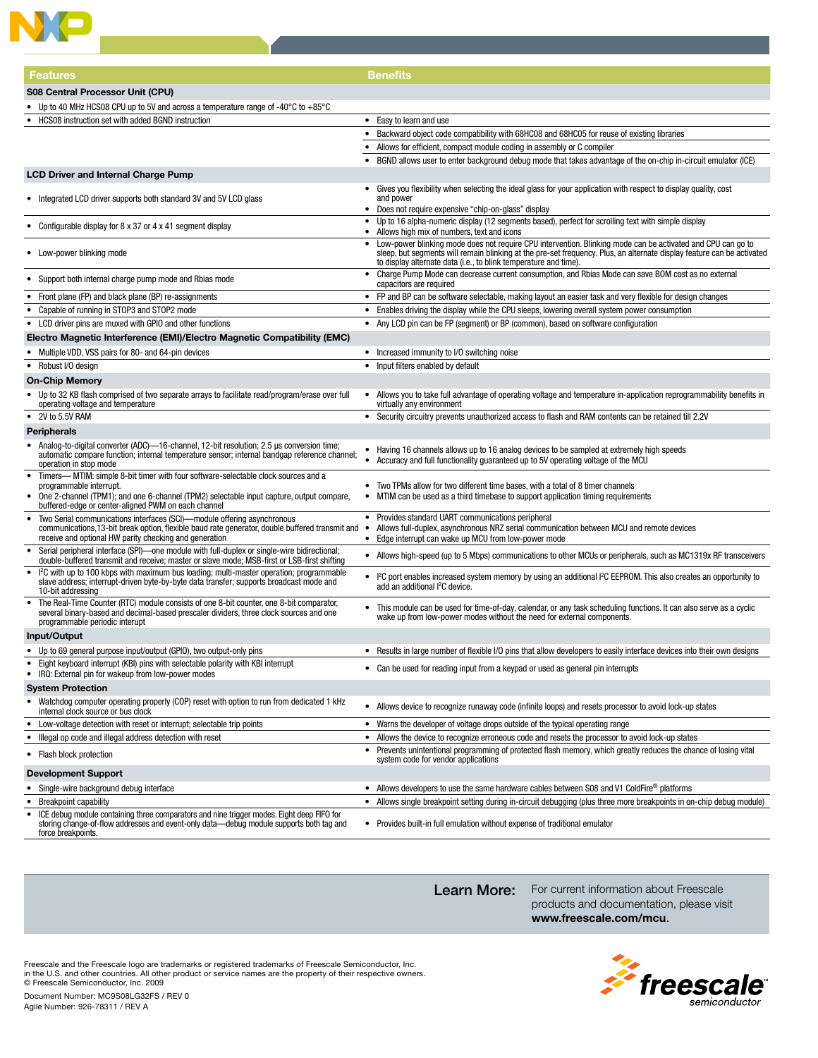| Features | Benefits |
|---|---|
| **S08 Central Processor Unit (CPU)** | |
| • Up to 40 MHz HCS08 CPU up to 5V and across a temperature range of -40°C to +85°C | |
| • HCS08 instruction set with added BGND instruction | • Easy to learn and use |
| | • Backward object code compatibility with 68HC08 and 68HC05 for reuse of existing libraries |
| | • Allows for efficient, compact module coding in assembly or C compiler |
| | • BGND allows user to enter background debug mode that takes advantage of the on-chip in-circuit emulator (ICE) |
| **LCD Driver and Internal Charge Pump** | |
| • Integrated LCD driver supports both standard 3V and 5V LCD glass | • Gives you flexibility when selecting the ideal glass for your application with respect to display quality, cost and power<br>• Does not require expensive "chip-on-glass" display |
| • Configurable display for 8 x 37 or 4 x 41 segment display | • Up to 16 alpha-numeric display (12 segments based), perfect for scrolling text with simple display<br>• Allows high mix of numbers, text and icons |
| • Low-power blinking mode | • Low-power blinking mode does not require CPU intervention. Blinking mode can be activated and CPU can go to sleep, but segments will remain blinking at the pre-set frequency. Plus, an alternate display feature can be activated to display alternate data (i.e., to blink temperature and time). |
| • Support both internal charge pump mode and Rbias mode | • Charge Pump Mode can decrease current consumption, and Rbias Mode can save BOM cost as no external capacitors are required |
| • Front plane (FP) and black plane (BP) re-assignments | • FP and BP can be software selectable, making layout an easier task and very flexible for design changes |
| • Capable of running in STOP3 and STOP2 mode | • Enables driving the display while the CPU sleeps, lowering overall system power consumption |
| • LCD driver pins are muxed with GPIO and other functions | • Any LCD pin can be FP (segment) or BP (common), based on software configuration |
| **Electro Magnetic Interference (EMI)/Electro Magnetic Compatibility (EMC)** | |
| • Multiple VDD, VSS pairs for 80- and 64-pin devices | • Increased immunity to I/O switching noise |
| • Robust I/O design | • Input filters enabled by default |
| **On-Chip Memory** | |
| • Up to 32 KB flash comprised of two separate arrays to facilitate read/program/erase over full operating voltage and temperature | • Allows you to take full advantage of operating voltage and temperature in-application reprogrammability benefits in virtually any environment |
| • 2V to 5.5V RAM | • Security circuitry prevents unauthorized access to flash and RAM contents can be retained till 2.2V |
| **Peripherals** | |
| • Analog-to-digital converter (ADC)—16-channel, 12-bit resolution; 2.5 µs conversion time; automatic compare function; internal temperature sensor; internal bandgap reference channel; operation in stop mode | • Having 16 channels allows up to 16 analog devices to be sampled at extremely high speeds<br>• Accuracy and full functionality guaranteed up to 5V operating voltage of the MCU |
| • Timers— MTIM: simple 8-bit timer with four software-selectable clock sources and a programmable interrupt.<br>• One 2-channel (TPM1); and one 6-channel (TPM2) selectable input capture, output compare, buffered-edge or center-aligned PWM on each channel | • Two TPMs allow for two different time bases, with a total of 8 timer channels<br>• MTIM can be used as a third timebase to support application timing requirements |
| • Two Serial communications interfaces (SCI)—module offering asynchronous communications,13-bit break option, flexible baud rate generator, double buffered transmit and receive and optional HW parity checking and generation | • Provides standard UART communications peripheral<br>• Allows full-duplex, asynchronous NRZ serial communication between MCU and remote devices<br>• Edge interrupt can wake up MCU from low-power mode |
| • Serial peripheral interface (SPI)—one module with full-duplex or single-wire bidirectional; double-buffered transmit and receive; master or slave mode; MSB-first or LSB-first shifting | • Allows high-speed (up to 5 Mbps) communications to other MCUs or peripherals, such as MC1319x RF transceivers |
| • I²C with up to 100 kbps with maximum bus loading; multi-master operation; programmable slave address; interrupt-driven byte-by-byte data transfer; supports broadcast mode and 10-bit addressing | • I²C port enables increased system memory by using an additional I²C EEPROM. This also creates an opportunity to add an additional I²C device. |
| • The Real-Time Counter (RTC) module consists of one 8-bit counter, one 8-bit comparator, several binary-based and decimal-based prescaler dividers, three clock sources and one programmable periodic interrupt | • This module can be used for time-of-day, calendar, or any task scheduling functions. It can also serve as a cyclic wake up from low-power modes without the need for external components. |
| **Input/Output** | |
| • Up to 69 general purpose input/output (GPIO), two output-only pins | • Results in large number of flexible I/O pins that allow developers to easily interface devices into their own designs |
| • Eight keyboard interrupt (KBI) pins with selectable polarity with KBI interrupt<br>• IRQ: External pin for wakeup from low-power modes | • Can be used for reading input from a keypad or used as general pin interrupts |
| **System Protection** | |
| • Watchdog computer operating properly (COP) reset with option to run from dedicated 1 kHz internal clock source or bus clock | • Allows device to recognize runaway code (infinite loops) and resets processor to avoid lock-up states |
| • Low-voltage detection with reset or interrupt; selectable trip points | • Warns the developer of voltage drops outside of the typical operating range |
| • Illegal op code and illegal address detection with reset | • Allows the device to recognize erroneous code and resets the processor to avoid lock-up states |
| • Flash block protection | • Prevents unintentional programming of protected flash memory, which greatly reduces the chance of losing vital system code for vendor applications |
| **Development Support** | |
| • Single-wire background debug interface | • Allows developers to use the same hardware cables between S08 and V1 ColdFire® platforms |
| • Breakpoint capability | • Allows single breakpoint setting during in-circuit debugging (plus three more breakpoints in on-chip debug module) |
| • ICE debug module containing three comparators and nine trigger modes. Eight deep FIFO for storing change-of-flow addresses and event-only data—debug module supports both tag and force breakpoints. | • Provides built-in full emulation without expense of traditional emulator |

**Learn More:** For current information about Freescale products and documentation, please visit **www.freescale.com/mcu**.

Freescale and the Freescale logo are trademarks or registered trademarks of Freescale Semiconductor, Inc. in the U.S. and other countries. All other product or service names are the property of their respective owners.
© Freescale Semiconductor, Inc. 2009

Document Number: MC9S08LG32FS / REV 0
Agile Number: 926-78311 / REV A